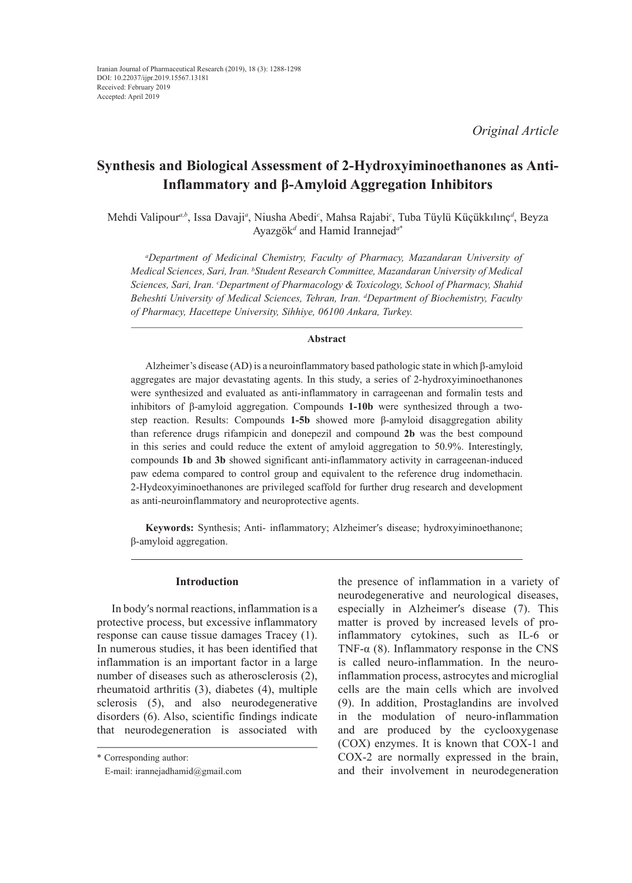Iranian Journal of Pharmaceutical Research (2019), 18 (3): 1288-1298
DOI: 10.22037/ijpr.2019.15567.13181
Received: February 2019
Accepted: April 2019

*Original Article*

# Synthesis and Biological Assessment of 2-Hydroxyiminoethanones as Anti-Inflammatory and β-Amyloid Aggregation Inhibitors

Mehdi Valipour[a,b], Issa Davaji[a], Niusha Abedi[c], Mahsa Rajabi[c], Tuba Tüylü Küçükkılınç[d], Beyza Ayazgök[d] and Hamid Irannejad[a*]

*[a]Department of Medicinal Chemistry, Faculty of Pharmacy, Mazandaran University of Medical Sciences, Sari, Iran. [b]Student Research Committee, Mazandaran University of Medical Sciences, Sari, Iran. [c]Department of Pharmacology & Toxicology, School of Pharmacy, Shahid Beheshti University of Medical Sciences, Tehran, Iran. [d]Department of Biochemistry, Faculty of Pharmacy, Hacettepe University, Sihhiye, 06100 Ankara, Turkey.*

### Abstract

Alzheimer's disease (AD) is a neuroinflammatory based pathologic state in which β-amyloid aggregates are major devastating agents. In this study, a series of 2-hydroxyiminoethanones were synthesized and evaluated as anti-inflammatory in carrageenan and formalin tests and inhibitors of β-amyloid aggregation. Compounds **1-10b** were synthesized through a two-step reaction. Results: Compounds **1-5b** showed more β-amyloid disaggregation ability than reference drugs rifampicin and donepezil and compound **2b** was the best compound in this series and could reduce the extent of amyloid aggregation to 50.9%. Interestingly, compounds **1b** and **3b** showed significant anti-inflammatory activity in carrageenan-induced paw edema compared to control group and equivalent to the reference drug indomethacin. 2-Hydeoxyiminoethanones are privileged scaffold for further drug research and development as anti-neuroinflammatory and neuroprotective agents.

**Keywords:** Synthesis; Anti- inflammatory; Alzheimer′s disease; hydroxyiminoethanone; β-amyloid aggregation.

## Introduction

In body′s normal reactions, inflammation is a protective process, but excessive inflammatory response can cause tissue damages Tracey (1). In numerous studies, it has been identified that inflammation is an important factor in a large number of diseases such as atherosclerosis (2), rheumatoid arthritis (3), diabetes (4), multiple sclerosis (5), and also neurodegenerative disorders (6). Also, scientific findings indicate that neurodegeneration is associated with the presence of inflammation in a variety of neurodegenerative and neurological diseases, especially in Alzheimer′s disease (7). This matter is proved by increased levels of pro-inflammatory cytokines, such as IL-6 or TNF-α (8). Inflammatory response in the CNS is called neuro-inflammation. In the neuro-inflammation process, astrocytes and microglial cells are the main cells which are involved (9). In addition, Prostaglandins are involved in the modulation of neuro-inflammation and are produced by the cyclooxygenase (COX) enzymes. It is known that COX-1 and COX-2 are normally expressed in the brain, and their involvement in neurodegeneration

\* Corresponding author:
E-mail: irannejadhamid@gmail.com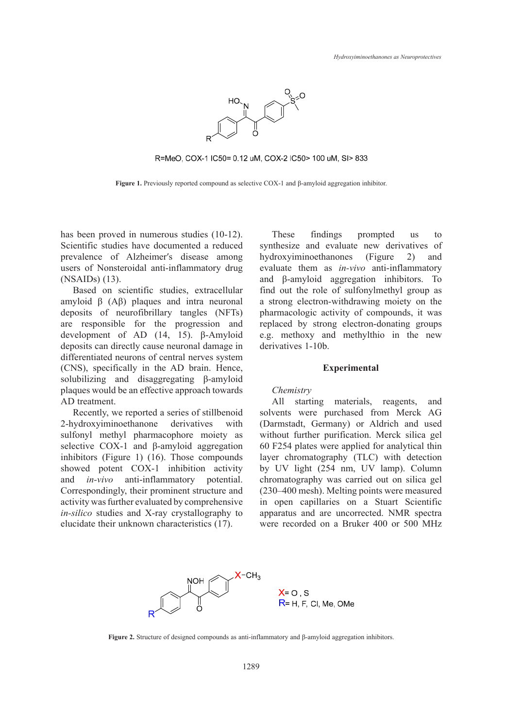R=MeO, COX-1 IC50= 0.12 uM, COX-2 IC50> 100 uM, SI> 833

**Figure 1.** Previously reported compound as selective COX-1 and β-amyloid aggregation inhibitor.

has been proved in numerous studies (10-12). Scientific studies have documented a reduced prevalence of Alzheimer′s disease among users of Nonsteroidal anti-inflammatory drug (NSAIDs) (13).

Based on scientific studies, extracellular amyloid β (Aβ) plaques and intra neuronal deposits of neurofibrillary tangles (NFTs) are responsible for the progression and development of AD (14, 15). β-Amyloid deposits can directly cause neuronal damage in differentiated neurons of central nerves system (CNS), specifically in the AD brain. Hence, solubilizing and disaggregating β-amyloid plaques would be an effective approach towards AD treatment.

Recently, we reported a series of stillbenoid 2-hydroxyiminoethanone derivatives with sulfonyl methyl pharmacophore moiety as selective COX-1 and β-amyloid aggregation inhibitors (Figure 1) (16). Those compounds showed potent COX-1 inhibition activity and *in-vivo* anti-inflammatory potential. Correspondingly, their prominent structure and activity was further evaluated by comprehensive *in-silico* studies and X-ray crystallography to elucidate their unknown characteristics (17).

These findings prompted us to synthesize and evaluate new derivatives of hydroxyiminoethanones (Figure 2) and evaluate them as *in-vivo* anti-inflammatory and β-amyloid aggregation inhibitors. To find out the role of sulfonylmethyl group as a strong electron-withdrawing moiety on the pharmacologic activity of compounds, it was replaced by strong electron-donating groups e.g. methoxy and methylthio in the new derivatives 1-10b.

## Experimental

### *Chemistry*

All starting materials, reagents, and solvents were purchased from Merck AG (Darmstadt, Germany) or Aldrich and used without further purification. Merck silica gel 60 F254 plates were applied for analytical thin layer chromatography (TLC) with detection by UV light (254 nm, UV lamp). Column chromatography was carried out on silica gel (230–400 mesh). Melting points were measured in open capillaries on a Stuart Scientific apparatus and are uncorrected. NMR spectra were recorded on a Bruker 400 or 500 MHz

X= O , S
R= H, F, Cl, Me, OMe

**Figure 2.** Structure of designed compounds as anti-inflammatory and β-amyloid aggregation inhibitors.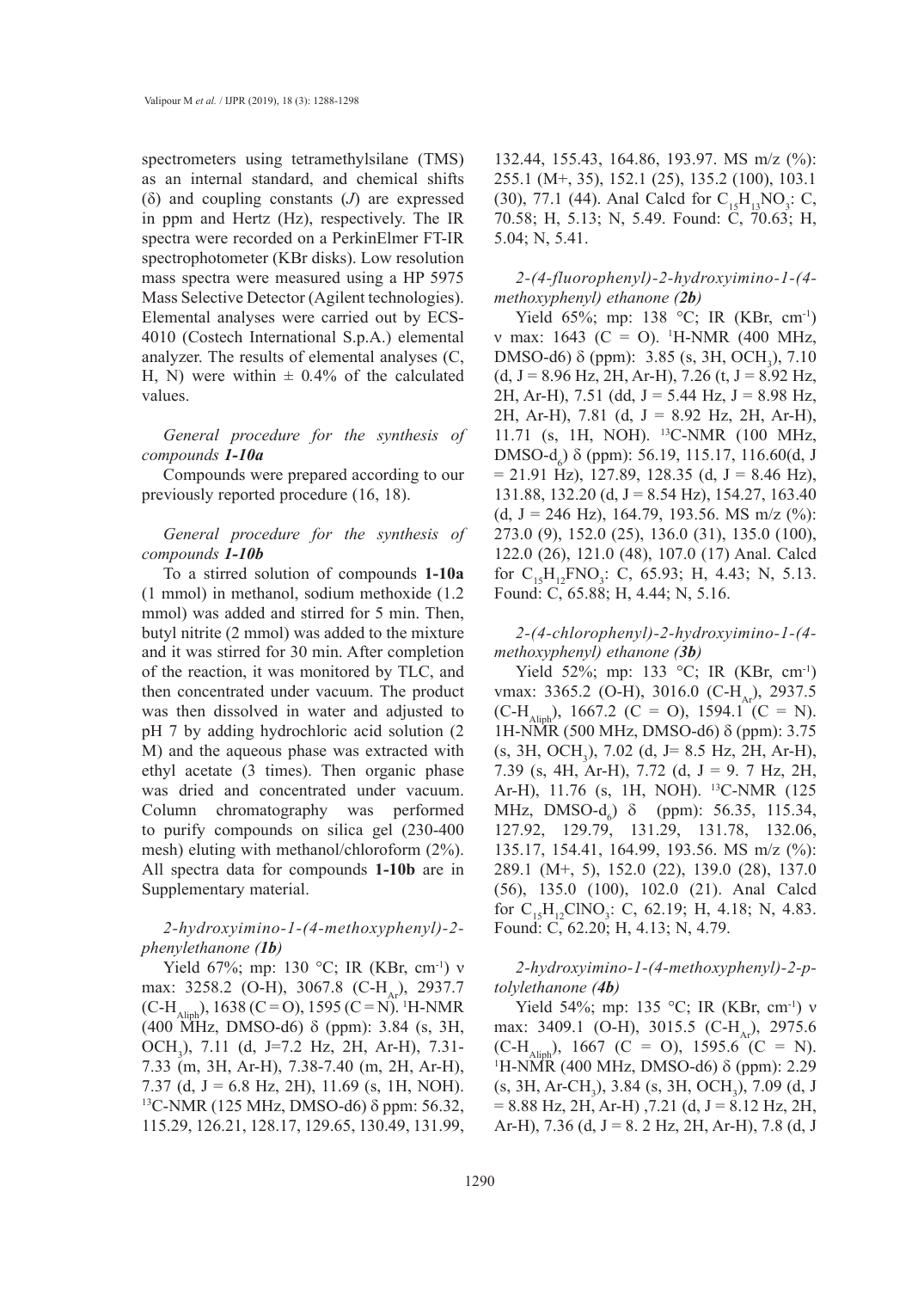spectrometers using tetramethylsilane (TMS) as an internal standard, and chemical shifts (δ) and coupling constants (*J*) are expressed in ppm and Hertz (Hz), respectively. The IR spectra were recorded on a PerkinElmer FT-IR spectrophotometer (KBr disks). Low resolution mass spectra were measured using a HP 5975 Mass Selective Detector (Agilent technologies). Elemental analyses were carried out by ECS-4010 (Costech International S.p.A.) elemental analyzer. The results of elemental analyses (C, H, N) were within ± 0.4% of the calculated values.

### *General procedure for the synthesis of compounds 1-10a*

Compounds were prepared according to our previously reported procedure (16, 18).

### *General procedure for the synthesis of compounds 1-10b*

To a stirred solution of compounds **1-10a** (1 mmol) in methanol, sodium methoxide (1.2 mmol) was added and stirred for 5 min. Then, butyl nitrite (2 mmol) was added to the mixture and it was stirred for 30 min. After completion of the reaction, it was monitored by TLC, and then concentrated under vacuum. The product was then dissolved in water and adjusted to pH 7 by adding hydrochloric acid solution (2 M) and the aqueous phase was extracted with ethyl acetate (3 times). Then organic phase was dried and concentrated under vacuum. Column chromatography was performed to purify compounds on silica gel (230-400 mesh) eluting with methanol/chloroform (2%). All spectra data for compounds **1-10b** are in Supplementary material.

### *2-hydroxyimino-1-(4-methoxyphenyl)-2-phenylethanone (1b)*

Yield 67%; mp: 130 °C; IR (KBr, $cm^{-1}$) ν max: 3258.2 (O-H), 3067.8 ($C\text{-}H_{Ar}$), 2937.7 ($C\text{-}H_{Aliph}$), 1638 (C = O), 1595 (C = N). $^{1}H$-NMR (400 MHz, DMSO-d6) δ (ppm): 3.84 (s, 3H, $OCH_3$), 7.11 (d, J=7.2 Hz, 2H, Ar-H), 7.31-7.33 (m, 3H, Ar-H), 7.38-7.40 (m, 2H, Ar-H), 7.37 (d, J = 6.8 Hz, 2H), 11.69 (s, 1H, NOH). $^{13}C$-NMR (125 MHz, DMSO-d6) δ ppm: 56.32, 115.29, 126.21, 128.17, 129.65, 130.49, 131.99, 132.44, 155.43, 164.86, 193.97. MS m/z (%): 255.1 (M+, 35), 152.1 (25), 135.2 (100), 103.1 (30), 77.1 (44). Anal Calcd for $C_{15}H_{13}NO_3$: C, 70.58; H, 5.13; N, 5.49. Found: C, 70.63; H, 5.04; N, 5.41.

### *2-(4-fluorophenyl)-2-hydroxyimino-1-(4-methoxyphenyl) ethanone (2b)*

Yield 65%; mp: 138 °C; IR (KBr, $cm^{-1}$) ν max: 1643 (C = O). $^{1}H$-NMR (400 MHz, DMSO-d6) δ (ppm): 3.85 (s, 3H, $OCH_3$), 7.10 (d, J = 8.96 Hz, 2H, Ar-H), 7.26 (t, J = 8.92 Hz, 2H, Ar-H), 7.51 (dd, J = 5.44 Hz, J = 8.98 Hz, 2H, Ar-H), 7.81 (d, J = 8.92 Hz, 2H, Ar-H), 11.71 (s, 1H, NOH). $^{13}C$-NMR (100 MHz, DMSO-$d_6$) δ (ppm): 56.19, 115.17, 116.60(d, J = 21.91 Hz), 127.89, 128.35 (d, J = 8.46 Hz), 131.88, 132.20 (d, J = 8.54 Hz), 154.27, 163.40 (d, J = 246 Hz), 164.79, 193.56. MS m/z (%): 273.0 (9), 152.0 (25), 136.0 (31), 135.0 (100), 122.0 (26), 121.0 (48), 107.0 (17) Anal. Calcd for $C_{15}H_{12}FNO_3$: C, 65.93; H, 4.43; N, 5.13. Found: C, 65.88; H, 4.44; N, 5.16.

### *2-(4-chlorophenyl)-2-hydroxyimino-1-(4-methoxyphenyl) ethanone (3b)*

Yield 52%; mp: 133 °C; IR (KBr, $cm^{-1}$) νmax: 3365.2 (O-H), 3016.0 ($C\text{-}H_{Ar}$), 2937.5 ($C\text{-}H_{Aliph}$), 1667.2 (C = O), 1594.1 (C = N). 1H-NMR (500 MHz, DMSO-d6) δ (ppm): 3.75 (s, 3H, $OCH_3$), 7.02 (d, J= 8.5 Hz, 2H, Ar-H), 7.39 (s, 4H, Ar-H), 7.72 (d, J = 9. 7 Hz, 2H, Ar-H), 11.76 (s, 1H, NOH). $^{13}C$-NMR (125 MHz, DMSO-$d_6$) δ (ppm): 56.35, 115.34, 127.92, 129.79, 131.29, 131.78, 132.06, 135.17, 154.41, 164.99, 193.56. MS m/z (%): 289.1 (M+, 5), 152.0 (22), 139.0 (28), 137.0 (56), 135.0 (100), 102.0 (21). Anal Calcd for $C_{15}H_{12}ClNO_3$: C, 62.19; H, 4.18; N, 4.83. Found: C, 62.20; H, 4.13; N, 4.79.

### *2-hydroxyimino-1-(4-methoxyphenyl)-2-p-tolylethanone (4b)*

Yield 54%; mp: 135 °C; IR (KBr, $cm^{-1}$) ν max: 3409.1 (O-H), 3015.5 ($C\text{-}H_{Ar}$), 2975.6 ($C\text{-}H_{Aliph}$), 1667 (C = O), 1595.6 (C = N). $^{1}H$-NMR (400 MHz, DMSO-d6) δ (ppm): 2.29 (s, 3H, Ar-$CH_3$), 3.84 (s, 3H, $OCH_3$), 7.09 (d, J = 8.88 Hz, 2H, Ar-H) ,7.21 (d, J = 8.12 Hz, 2H, Ar-H), 7.36 (d, J = 8. 2 Hz, 2H, Ar-H), 7.8 (d, J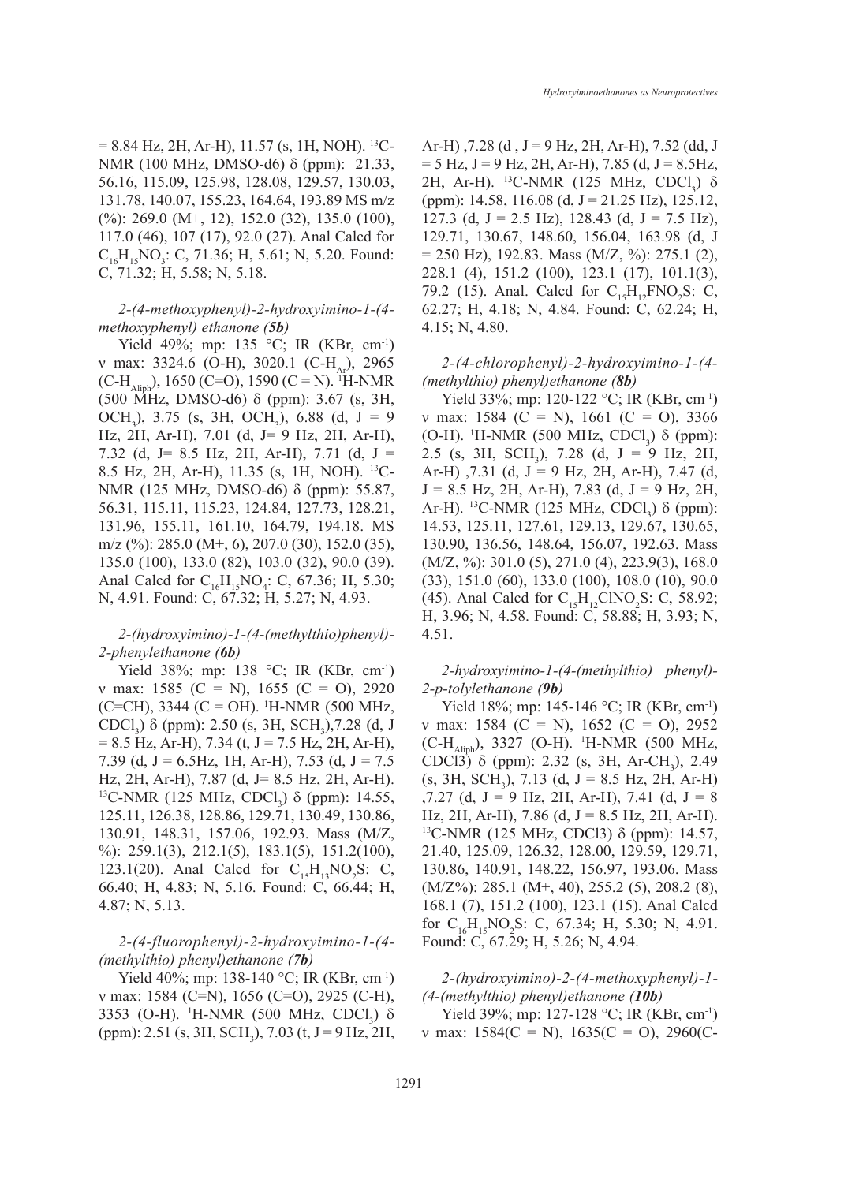= 8.84 Hz, 2H, Ar-H), 11.57 (s, 1H, NOH). $^{13}$C-NMR (100 MHz, DMSO-d6) δ (ppm): 21.33, 56.16, 115.09, 125.98, 128.08, 129.57, 130.03, 131.78, 140.07, 155.23, 164.64, 193.89 MS m/z (%): 269.0 (M+, 12), 152.0 (32), 135.0 (100), 117.0 (46), 107 (17), 92.0 (27). Anal Calcd for $C_{16}H_{15}NO_3$: C, 71.36; H, 5.61; N, 5.20. Found: C, 71.32; H, 5.58; N, 5.18.

*2-(4-methoxyphenyl)-2-hydroxyimino-1-(4-methoxyphenyl) ethanone (**5b**)*

Yield 49%; mp: 135 °C; IR (KBr, cm$^{-1}$) ν max: 3324.6 (O-H), 3020.1 (C-$H_{Ar}$), 2965 (C-$H_{Aliph}$), 1650 (C=O), 1590 (C = N). $^1$H-NMR (500 MHz, DMSO-d6) δ (ppm): 3.67 (s, 3H, $OCH_3$), 3.75 (s, 3H, $OCH_3$), 6.88 (d, J = 9 Hz, 2H, Ar-H), 7.01 (d, J= 9 Hz, 2H, Ar-H), 7.32 (d, J= 8.5 Hz, 2H, Ar-H), 7.71 (d, J = 8.5 Hz, 2H, Ar-H), 11.35 (s, 1H, NOH). $^{13}$C-NMR (125 MHz, DMSO-d6) δ (ppm): 55.87, 56.31, 115.11, 115.23, 124.84, 127.73, 128.21, 131.96, 155.11, 161.10, 164.79, 194.18. MS m/z (%): 285.0 (M+, 6), 207.0 (30), 152.0 (35), 135.0 (100), 133.0 (82), 103.0 (32), 90.0 (39). Anal Calcd for $C_{16}H_{15}NO_4$: C, 67.36; H, 5.30; N, 4.91. Found: C, 67.32; H, 5.27; N, 4.93.

*2-(hydroxyimino)-1-(4-(methylthio)phenyl)-2-phenylethanone (**6b**)*

Yield 38%; mp: 138 °C; IR (KBr, cm$^{-1}$) ν max: 1585 (C = N), 1655 (C = O), 2920 (C=CH), 3344 (C = OH). $^1$H-NMR (500 MHz, $CDCl_3$) δ (ppm): 2.50 (s, 3H, $SCH_3$),7.28 (d, J = 8.5 Hz, Ar-H), 7.34 (t, J = 7.5 Hz, 2H, Ar-H), 7.39 (d, J = 6.5Hz, 1H, Ar-H), 7.53 (d, J = 7.5 Hz, 2H, Ar-H), 7.87 (d, J= 8.5 Hz, 2H, Ar-H). $^{13}$C-NMR (125 MHz, $CDCl_3$) δ (ppm): 14.55, 125.11, 126.38, 128.86, 129.71, 130.49, 130.86, 130.91, 148.31, 157.06, 192.93. Mass (M/Z, %): 259.1(3), 212.1(5), 183.1(5), 151.2(100), 123.1(20). Anal Calcd for $C_{15}H_{13}NO_2S$: C, 66.40; H, 4.83; N, 5.16. Found: C, 66.44; H, 4.87; N, 5.13.

*2-(4-fluorophenyl)-2-hydroxyimino-1-(4-(methylthio) phenyl)ethanone (**7b**)*

Yield 40%; mp: 138-140 °C; IR (KBr, cm$^{-1}$) ν max: 1584 (C=N), 1656 (C=O), 2925 (C-H), 3353 (O-H). $^1$H-NMR (500 MHz, $CDCl_3$) δ (ppm): 2.51 (s, 3H, $SCH_3$), 7.03 (t, J = 9 Hz, 2H, Ar-H) ,7.28 (d , J = 9 Hz, 2H, Ar-H), 7.52 (dd, J = 5 Hz, J = 9 Hz, 2H, Ar-H), 7.85 (d, J = 8.5Hz, 2H, Ar-H). $^{13}$C-NMR (125 MHz, $CDCl_3$) δ (ppm): 14.58, 116.08 (d, J = 21.25 Hz), 125.12, 127.3 (d, J = 2.5 Hz), 128.43 (d, J = 7.5 Hz), 129.71, 130.67, 148.60, 156.04, 163.98 (d, J = 250 Hz), 192.83. Mass (M/Z, %): 275.1 (2), 228.1 (4), 151.2 (100), 123.1 (17), 101.1(3), 79.2 (15). Anal. Calcd for $C_{15}H_{12}FNO_2S$: C, 62.27; H, 4.18; N, 4.84. Found: C, 62.24; H, 4.15; N, 4.80.

*2-(4-chlorophenyl)-2-hydroxyimino-1-(4-(methylthio) phenyl)ethanone (**8b**)*

Yield 33%; mp: 120-122 °C; IR (KBr, cm$^{-1}$) ν max: 1584 (C = N), 1661 (C = O), 3366 (O-H). $^1$H-NMR (500 MHz, $CDCl_3$) δ (ppm): 2.5 (s, 3H, $SCH_3$), 7.28 (d, J = 9 Hz, 2H, Ar-H) ,7.31 (d, J = 9 Hz, 2H, Ar-H), 7.47 (d, J = 8.5 Hz, 2H, Ar-H), 7.83 (d, J = 9 Hz, 2H, Ar-H). $^{13}$C-NMR (125 MHz, $CDCl_3$) δ (ppm): 14.53, 125.11, 127.61, 129.13, 129.67, 130.65, 130.90, 136.56, 148.64, 156.07, 192.63. Mass (M/Z, %): 301.0 (5), 271.0 (4), 223.9(3), 168.0 (33), 151.0 (60), 133.0 (100), 108.0 (10), 90.0 (45). Anal Calcd for $C_{15}H_{12}ClNO_2S$: C, 58.92; H, 3.96; N, 4.58. Found: C, 58.88; H, 3.93; N, 4.51.

*2-hydroxyimino-1-(4-(methylthio) phenyl)-2-p-tolylethanone (**9b**)*

Yield 18%; mp: 145-146 °C; IR (KBr, cm$^{-1}$) ν max: 1584 (C = N), 1652 (C = O), 2952 (C-$H_{Aliph}$), 3327 (O-H). $^1$H-NMR (500 MHz, CDCl3) δ (ppm): 2.32 (s, 3H, Ar-$CH_3$), 2.49 (s, 3H, $SCH_3$), 7.13 (d, J = 8.5 Hz, 2H, Ar-H) ,7.27 (d, J = 9 Hz, 2H, Ar-H), 7.41 (d, J = 8 Hz, 2H, Ar-H), 7.86 (d, J = 8.5 Hz, 2H, Ar-H). $^{13}$C-NMR (125 MHz, CDCl3) δ (ppm): 14.57, 21.40, 125.09, 126.32, 128.00, 129.59, 129.71, 130.86, 140.91, 148.22, 156.97, 193.06. Mass (M/Z%): 285.1 (M+, 40), 255.2 (5), 208.2 (8), 168.1 (7), 151.2 (100), 123.1 (15). Anal Calcd for $C_{16}H_{15}NO_2S$: C, 67.34; H, 5.30; N, 4.91. Found: C, 67.29; H, 5.26; N, 4.94.

*2-(hydroxyimino)-2-(4-methoxyphenyl)-1-(4-(methylthio) phenyl)ethanone (**10b**)*

Yield 39%; mp: 127-128 °C; IR (KBr, cm$^{-1}$) ν max: 1584(C = N), 1635(C = O), 2960(C-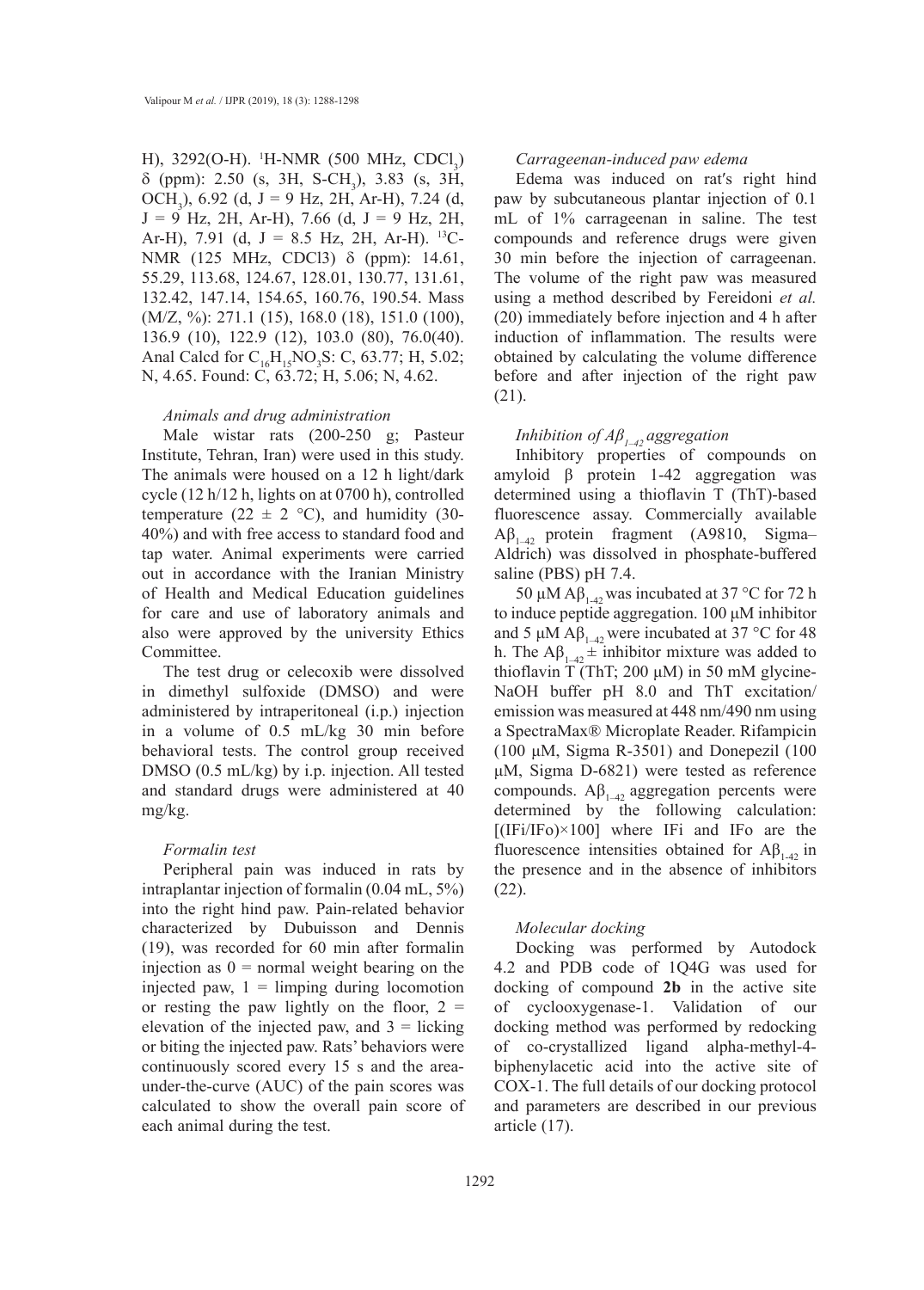H), 3292(O-H). [1]H-NMR (500 MHz, $CDCl_3$) δ (ppm): 2.50 (s, 3H, S-$CH_3$), 3.83 (s, 3H, $OCH_3$), 6.92 (d, J = 9 Hz, 2H, Ar-H), 7.24 (d, J = 9 Hz, 2H, Ar-H), 7.66 (d, J = 9 Hz, 2H, Ar-H), 7.91 (d, J = 8.5 Hz, 2H, Ar-H). [13]C-NMR (125 MHz, CDCl3) δ (ppm): 14.61, 55.29, 113.68, 124.67, 128.01, 130.77, 131.61, 132.42, 147.14, 154.65, 160.76, 190.54. Mass (M/Z, %): 271.1 (15), 168.0 (18), 151.0 (100), 136.9 (10), 122.9 (12), 103.0 (80), 76.0(40). Anal Calcd for $C_{16}H_{15}NO_3S$: C, 63.77; H, 5.02; N, 4.65. Found: C, 63.72; H, 5.06; N, 4.62.

### *Animals and drug administration*

Male wistar rats (200-250 g; Pasteur Institute, Tehran, Iran) were used in this study. The animals were housed on a 12 h light/dark cycle (12 h/12 h, lights on at 0700 h), controlled temperature (22 ± 2 °C), and humidity (30-40%) and with free access to standard food and tap water. Animal experiments were carried out in accordance with the Iranian Ministry of Health and Medical Education guidelines for care and use of laboratory animals and also were approved by the university Ethics Committee.

The test drug or celecoxib were dissolved in dimethyl sulfoxide (DMSO) and were administered by intraperitoneal (i.p.) injection in a volume of 0.5 mL/kg 30 min before behavioral tests. The control group received DMSO (0.5 mL/kg) by i.p. injection. All tested and standard drugs were administered at 40 mg/kg.

### *Formalin test*

Peripheral pain was induced in rats by intraplantar injection of formalin (0.04 mL, 5%) into the right hind paw. Pain-related behavior characterized by Dubuisson and Dennis (19), was recorded for 60 min after formalin injection as 0 = normal weight bearing on the injected paw, 1 = limping during locomotion or resting the paw lightly on the floor, 2 = elevation of the injected paw, and 3 = licking or biting the injected paw. Rats' behaviors were continuously scored every 15 s and the area-under-the-curve (AUC) of the pain scores was calculated to show the overall pain score of each animal during the test.

### *Carrageenan-induced paw edema*

Edema was induced on rat′s right hind paw by subcutaneous plantar injection of 0.1 mL of 1% carrageenan in saline. The test compounds and reference drugs were given 30 min before the injection of carrageenan. The volume of the right paw was measured using a method described by Fereidoni *et al.* (20) immediately before injection and 4 h after induction of inflammation. The results were obtained by calculating the volume difference before and after injection of the right paw (21).

### *Inhibition of $A\beta_{1-42}$ aggregation*

Inhibitory properties of compounds on amyloid β protein 1-42 aggregation was determined using a thioflavin T (ThT)-based fluorescence assay. Commercially available $A\beta_{1-42}$ protein fragment (A9810, Sigma–Aldrich) was dissolved in phosphate-buffered saline (PBS) pH 7.4.

50 μM $A\beta_{1-42}$ was incubated at 37 °C for 72 h to induce peptide aggregation. 100 μM inhibitor and 5 μM $A\beta_{1-42}$ were incubated at 37 °C for 48 h. The $A\beta_{1-42}$ ± inhibitor mixture was added to thioflavin T (ThT; 200 μM) in 50 mM glycine-NaOH buffer pH 8.0 and ThT excitation/emission was measured at 448 nm/490 nm using a SpectraMax® Microplate Reader. Rifampicin (100 μM, Sigma R-3501) and Donepezil (100 μM, Sigma D-6821) were tested as reference compounds. $A\beta_{1-42}$ aggregation percents were determined by the following calculation: [(IFi/IFo)×100] where IFi and IFo are the fluorescence intensities obtained for $A\beta_{1-42}$ in the presence and in the absence of inhibitors (22).

### *Molecular docking*

Docking was performed by Autodock 4.2 and PDB code of 1Q4G was used for docking of compound **2b** in the active site of cyclooxygenase-1. Validation of our docking method was performed by redocking of co-crystallized ligand alpha-methyl-4-biphenylacetic acid into the active site of COX-1. The full details of our docking protocol and parameters are described in our previous article (17).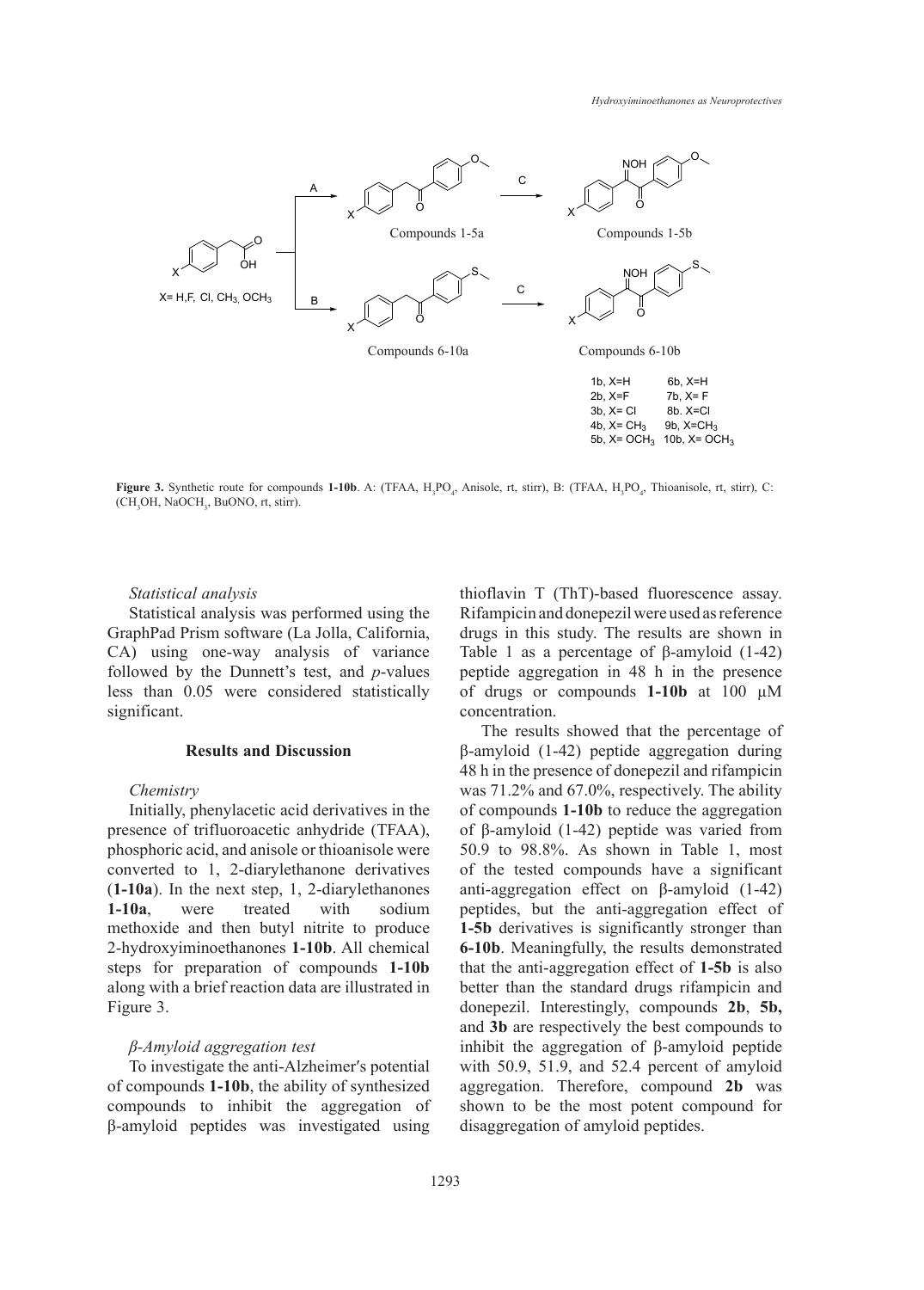A

C

Compounds 1-5a

Compounds 1-5b

X= H,F, Cl, CH3, OCH3

B

C

Compounds 6-10a

Compounds 6-10b

1b, X=H 6b, X=H

2b, X=F 7b, X= F

3b, X= Cl 8b. X=Cl

4b, X= CH3 9b, X=CH3

5b, X= OCH3 10b, X= OCH3

**Figure 3.** Synthetic route for compounds **1-10b**. A: (TFAA, $H_3PO_4$, Anisole, rt, stirr), B: (TFAA, $H_3PO_4$, Thioanisole, rt, stirr), C: ($CH_3OH$, $NaOCH_3$, BuONO, rt, stirr).

*Statistical analysis*

Statistical analysis was performed using the GraphPad Prism software (La Jolla, California, CA) using one-way analysis of variance followed by the Dunnett's test, and *p*-values less than 0.05 were considered statistically significant.

## Results and Discussion

*Chemistry*

Initially, phenylacetic acid derivatives in the presence of trifluoroacetic anhydride (TFAA), phosphoric acid, and anisole or thioanisole were converted to 1, 2-diarylethanone derivatives (**1-10a**). In the next step, 1, 2-diarylethanones **1-10a**, were treated with sodium methoxide and then butyl nitrite to produce 2-hydroxyiminoethanones **1-10b**. All chemical steps for preparation of compounds **1-10b** along with a brief reaction data are illustrated in Figure 3.

*β-Amyloid aggregation test*

To investigate the anti-Alzheimer′s potential of compounds **1-10b**, the ability of synthesized compounds to inhibit the aggregation of β-amyloid peptides was investigated using thioflavin T (ThT)-based fluorescence assay. Rifampicin and donepezil were used as reference drugs in this study. The results are shown in Table 1 as a percentage of β-amyloid (1-42) peptide aggregation in 48 h in the presence of drugs or compounds **1-10b** at 100 µM concentration.

The results showed that the percentage of β-amyloid (1-42) peptide aggregation during 48 h in the presence of donepezil and rifampicin was 71.2% and 67.0%, respectively. The ability of compounds **1-10b** to reduce the aggregation of β-amyloid (1-42) peptide was varied from 50.9 to 98.8%. As shown in Table 1, most of the tested compounds have a significant anti-aggregation effect on β-amyloid (1-42) peptides, but the anti-aggregation effect of **1-5b** derivatives is significantly stronger than **6-10b**. Meaningfully, the results demonstrated that the anti-aggregation effect of **1-5b** is also better than the standard drugs rifampicin and donepezil. Interestingly, compounds **2b**, **5b,** and **3b** are respectively the best compounds to inhibit the aggregation of β-amyloid peptide with 50.9, 51.9, and 52.4 percent of amyloid aggregation. Therefore, compound **2b** was shown to be the most potent compound for disaggregation of amyloid peptides.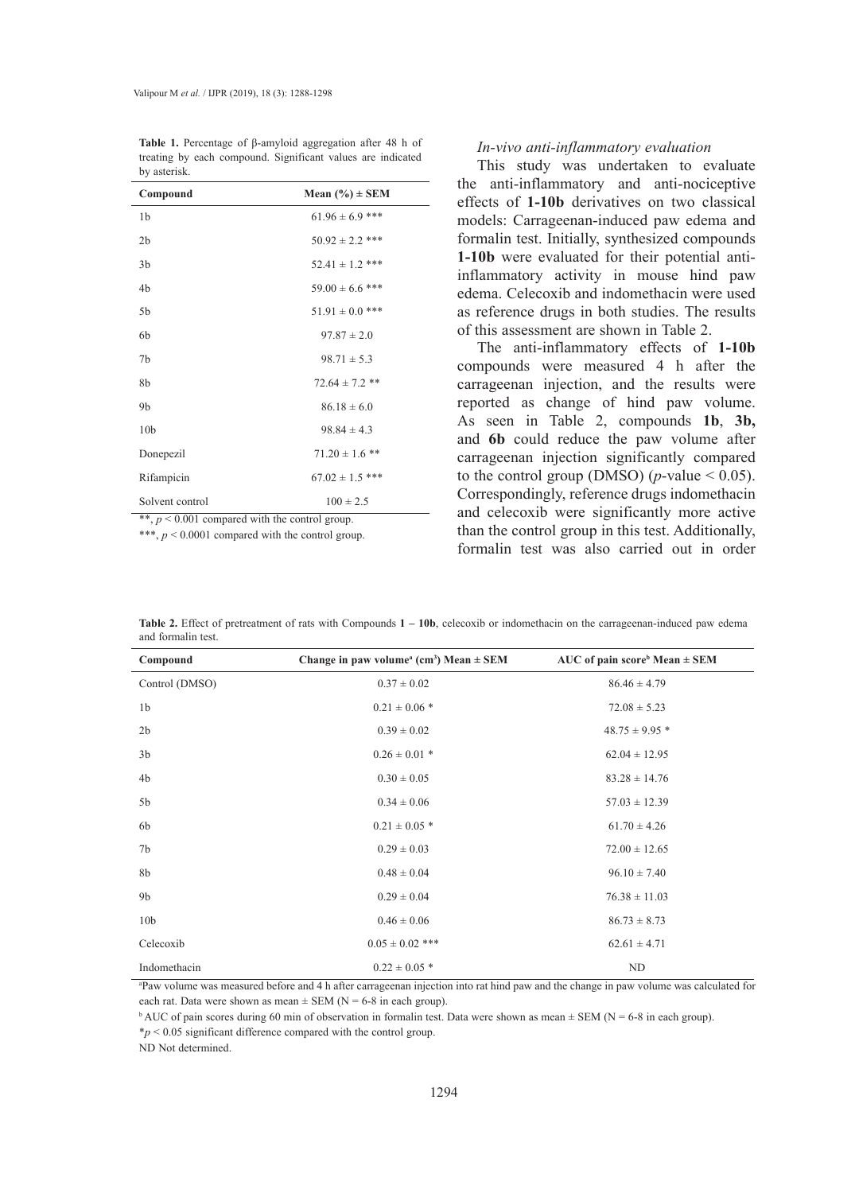**Table 1.** Percentage of β-amyloid aggregation after 48 h of treating by each compound. Significant values are indicated by asterisk.

| Compound | Mean (%) ± SEM |
|---|---|
| 1b | 61.96 ± 6.9 *** |
| 2b | 50.92 ± 2.2 *** |
| 3b | 52.41 ± 1.2 *** |
| 4b | 59.00 ± 6.6 *** |
| 5b | 51.91 ± 0.0 *** |
| 6b | 97.87 ± 2.0 |
| 7b | 98.71 ± 5.3 |
| 8b | 72.64 ± 7.2 ** |
| 9b | 86.18 ± 6.0 |
| 10b | 98.84 ± 4.3 |
| Donepezil | 71.20 ± 1.6 ** |
| Rifampicin | 67.02 ± 1.5 *** |
| Solvent control | 100 ± 2.5 |

**, $p < 0.001$ compared with the control group.

***, $p < 0.0001$ compared with the control group.

### *In-vivo anti-inflammatory evaluation*

This study was undertaken to evaluate the anti-inflammatory and anti-nociceptive effects of **1-10b** derivatives on two classical models: Carrageenan-induced paw edema and formalin test. Initially, synthesized compounds **1-10b** were evaluated for their potential anti-inflammatory activity in mouse hind paw edema. Celecoxib and indomethacin were used as reference drugs in both studies. The results of this assessment are shown in Table 2.

The anti-inflammatory effects of **1-10b** compounds were measured 4 h after the carrageenan injection, and the results were reported as change of hind paw volume. As seen in Table 2, compounds **1b**, **3b,** and **6b** could reduce the paw volume after carrageenan injection significantly compared to the control group (DMSO) (*p*-value < 0.05). Correspondingly, reference drugs indomethacin and celecoxib were significantly more active than the control group in this test. Additionally, formalin test was also carried out in order

**Table 2.** Effect of pretreatment of rats with Compounds **1 – 10b**, celecoxib or indomethacin on the carrageenan-induced paw edema and formalin test.

| Compound | Change in paw volume[a] ($cm^3$) Mean ± SEM | AUC of pain score[b] Mean ± SEM |
|---|---|---|
| Control (DMSO) | 0.37 ± 0.02 | 86.46 ± 4.79 |
| 1b | 0.21 ± 0.06 * | 72.08 ± 5.23 |
| 2b | 0.39 ± 0.02 | 48.75 ± 9.95 * |
| 3b | 0.26 ± 0.01 * | 62.04 ± 12.95 |
| 4b | 0.30 ± 0.05 | 83.28 ± 14.76 |
| 5b | 0.34 ± 0.06 | 57.03 ± 12.39 |
| 6b | 0.21 ± 0.05 * | 61.70 ± 4.26 |
| 7b | 0.29 ± 0.03 | 72.00 ± 12.65 |
| 8b | 0.48 ± 0.04 | 96.10 ± 7.40 |
| 9b | 0.29 ± 0.04 | 76.38 ± 11.03 |
| 10b | 0.46 ± 0.06 | 86.73 ± 8.73 |
| Celecoxib | 0.05 ± 0.02 *** | 62.61 ± 4.71 |
| Indomethacin | 0.22 ± 0.05 * | ND |

[a]Paw volume was measured before and 4 h after carrageenan injection into rat hind paw and the change in paw volume was calculated for each rat. Data were shown as mean ± SEM (N = 6-8 in each group).

[b] AUC of pain scores during 60 min of observation in formalin test. Data were shown as mean ± SEM (N = 6-8 in each group).

*$p < 0.05$ significant difference compared with the control group.

ND Not determined.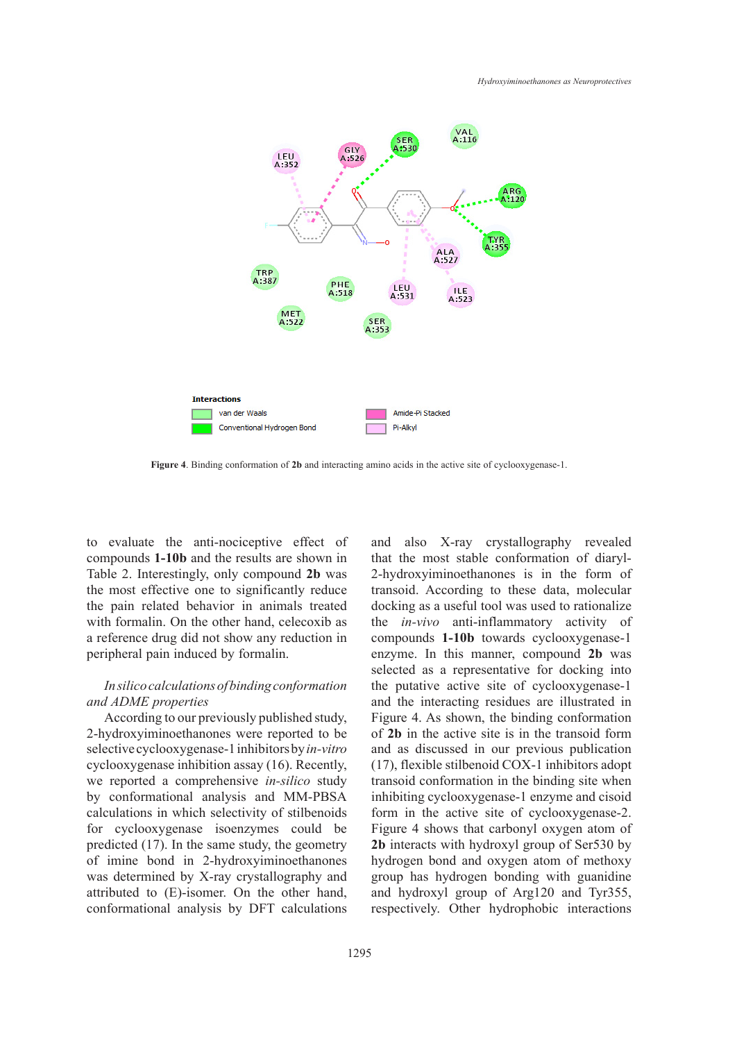VAL
A:116

SER
A:530

GLY
A:526

LEU
A:352

ARG
A:120

TYR
A:355

ALA
A:527

TRP
A:387

PHE
A:518

LEU
A:531

ILE
A:523

MET
A:522

SER
A:353

Interactions

van der Waals

Conventional Hydrogen Bond

Amide-Pi Stacked

Pi-Alkyl

**Figure 4**. Binding conformation of **2b** and interacting amino acids in the active site of cyclooxygenase-1.

to evaluate the anti-nociceptive effect of compounds **1-10b** and the results are shown in Table 2. Interestingly, only compound **2b** was the most effective one to significantly reduce the pain related behavior in animals treated with formalin. On the other hand, celecoxib as a reference drug did not show any reduction in peripheral pain induced by formalin.

*In silico calculations of binding conformation and ADME properties*

According to our previously published study, 2-hydroxyiminoethanones were reported to be selective cyclooxygenase-1 inhibitors by *in-vitro* cyclooxygenase inhibition assay (16). Recently, we reported a comprehensive *in-silico* study by conformational analysis and MM-PBSA calculations in which selectivity of stilbenoids for cyclooxygenase isoenzymes could be predicted (17). In the same study, the geometry of imine bond in 2-hydroxyiminoethanones was determined by X-ray crystallography and attributed to (E)-isomer. On the other hand, conformational analysis by DFT calculations and also X-ray crystallography revealed that the most stable conformation of diaryl-2-hydroxyiminoethanones is in the form of transoid. According to these data, molecular docking as a useful tool was used to rationalize the *in-vivo* anti-inflammatory activity of compounds **1-10b** towards cyclooxygenase-1 enzyme. In this manner, compound **2b** was selected as a representative for docking into the putative active site of cyclooxygenase-1 and the interacting residues are illustrated in Figure 4. As shown, the binding conformation of **2b** in the active site is in the transoid form and as discussed in our previous publication (17), flexible stilbenoid COX-1 inhibitors adopt transoid conformation in the binding site when inhibiting cyclooxygenase-1 enzyme and cisoid form in the active site of cyclooxygenase-2. Figure 4 shows that carbonyl oxygen atom of **2b** interacts with hydroxyl group of Ser530 by hydrogen bond and oxygen atom of methoxy group has hydrogen bonding with guanidine and hydroxyl group of Arg120 and Tyr355, respectively. Other hydrophobic interactions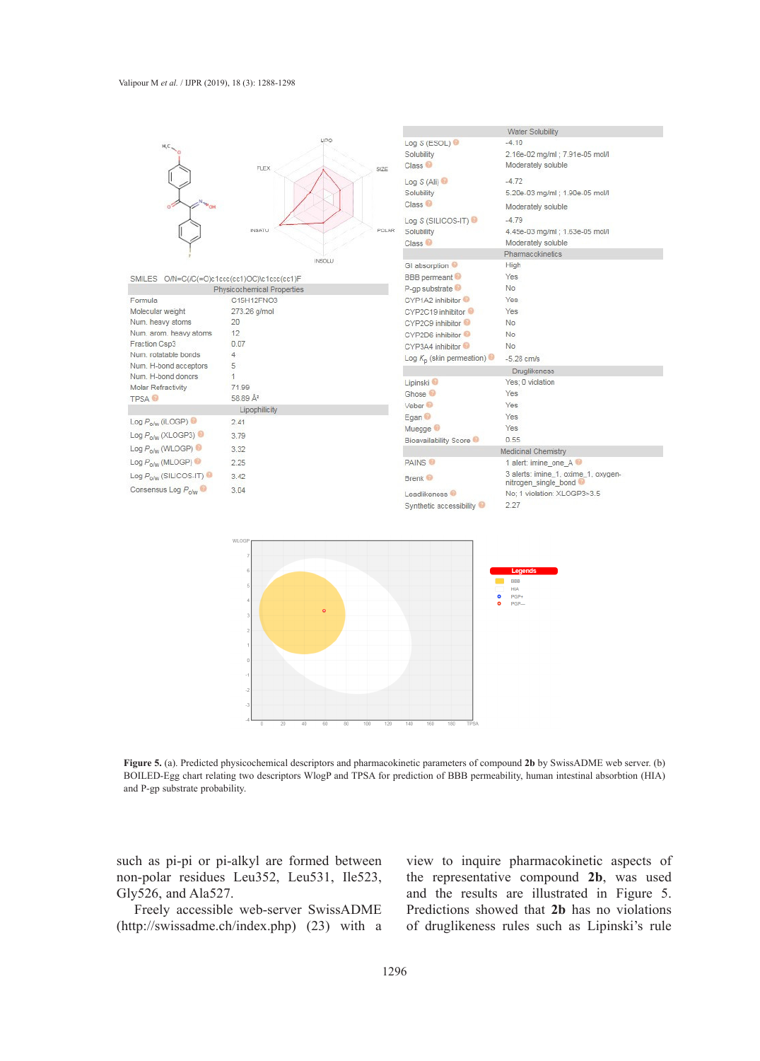SMILES O/N=C(/C(=O)c1ccc(cc1)OC)c1ccc(cc1)F

| | |
|---|---|
| **Physicochemical Properties** | |
| Formula | C15H12FNO3 |
| Molecular weight | 273.26 g/mol |
| Num. heavy atoms | 20 |
| Num. arom. heavy atoms | 12 |
| Fraction Csp3 | 0.07 |
| Num. rotatable bonds | 4 |
| Num. H-bond acceptors | 5 |
| Num. H-bond donors | 1 |
| Molar Refractivity | 71.99 |
| TPSA | 58.89 Å² |
| **Lipophilicity** | |
| Log $P_{o/w}$ (iLOGP) | 2.41 |
| Log $P_{o/w}$ (XLOGP3) | 3.79 |
| Log $P_{o/w}$ (WLOGP) | 3.32 |
| Log $P_{o/w}$ (MLOGP) | 2.25 |
| Log $P_{o/w}$ (SILICOS-IT) | 3.42 |
| Consensus Log $P_{o/w}$ | 3.04 |

| | |
|---|---|
| **Water Solubility** | |
| Log S (ESOL) | -4.10 |
| Solubility | 2.16e-02 mg/ml ; 7.91e-05 mol/l |
| Class | Moderately soluble |
| Log S (Ali) | -4.72 |
| Solubility | 5.20e-03 mg/ml ; 1.90e-05 mol/l |
| Class | Moderately soluble |
| Log S (SILICOS-IT) | -4.79 |
| Solubility | 4.45e-03 mg/ml ; 1.63e-05 mol/l |
| Class | Moderately soluble |
| **Pharmacokinetics** | |
| GI absorption | High |
| BBB permeant | Yes |
| P-gp substrate | No |
| CYP1A2 inhibitor | Yes |
| CYP2C19 inhibitor | Yes |
| CYP2C9 inhibitor | No |
| CYP2D6 inhibitor | No |
| CYP3A4 inhibitor | No |
| Log $K_p$ (skin permeation) | -5.28 cm/s |
| **Druglikeness** | |
| Lipinski | Yes; 0 violation |
| Ghose | Yes |
| Veber | Yes |
| Egan | Yes |
| Muegge | Yes |
| Bioavailability Score | 0.55 |
| **Medicinal Chemistry** | |
| PAINS | 1 alert: imine_one_A |
| Brenk | 3 alerts: imine_1, oxime_1, oxygen-nitrogen_single_bond |
| Leadlikeness | No; 1 violation: XLOGP3>3.5 |
| Synthetic accessibility | 2.27 |

WLOGP
TPSA
Legends
BBB
HIA
PGP+
PGP−

**Figure 5.** (a). Predicted physicochemical descriptors and pharmacokinetic parameters of compound **2b** by SwissADME web server. (b) BOILED-Egg chart relating two descriptors WlogP and TPSA for prediction of BBB permeability, human intestinal absorbtion (HIA) and P-gp substrate probability.

such as pi-pi or pi-alkyl are formed between non-polar residues Leu352, Leu531, Ile523, Gly526, and Ala527.

Freely accessible web-server SwissADME (http://swissadme.ch/index.php) (23) with a view to inquire pharmacokinetic aspects of the representative compound **2b**, was used and the results are illustrated in Figure 5. Predictions showed that **2b** has no violations of druglikeness rules such as Lipinski's rule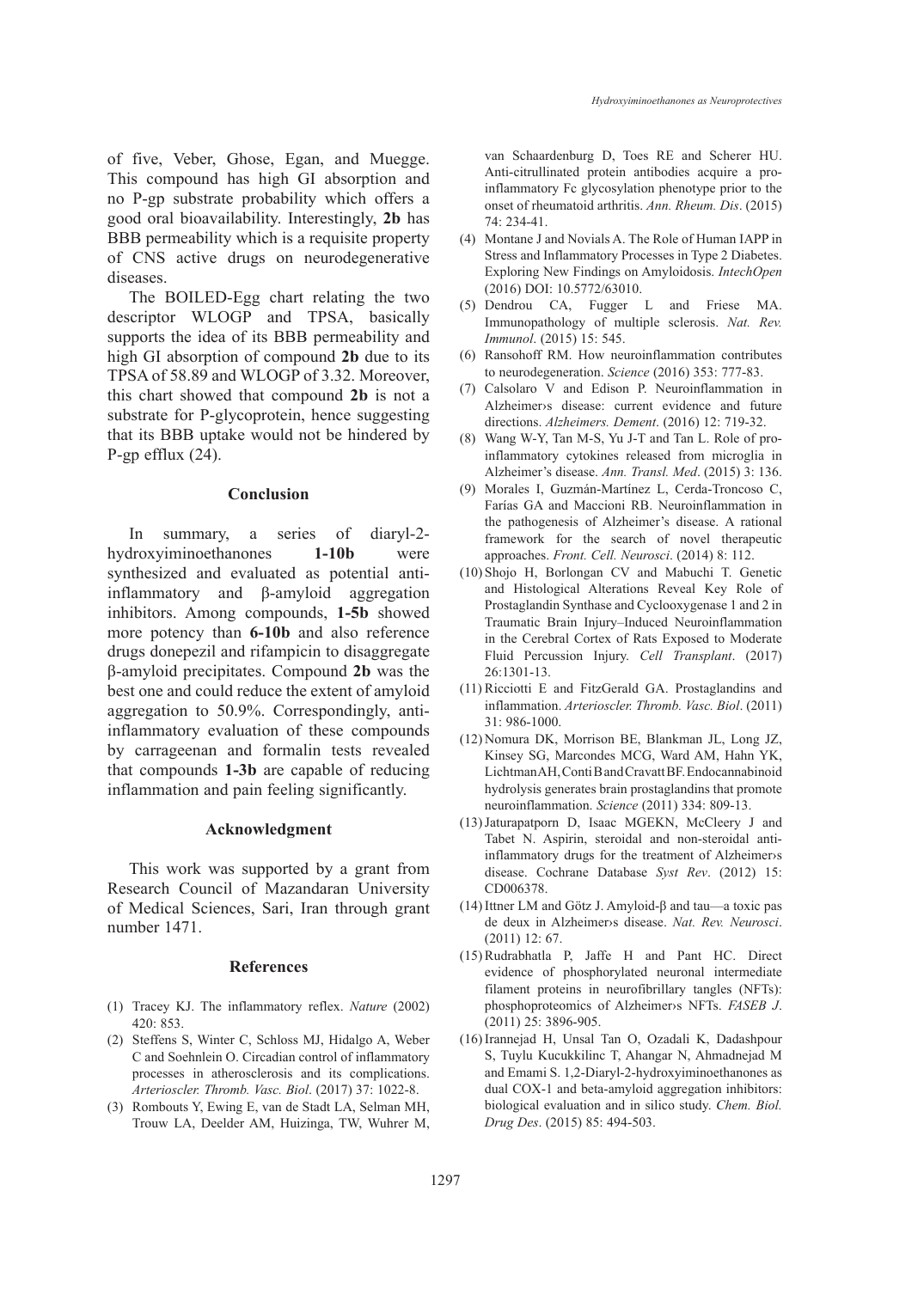of five, Veber, Ghose, Egan, and Muegge. This compound has high GI absorption and no P-gp substrate probability which offers a good oral bioavailability. Interestingly, **2b** has BBB permeability which is a requisite property of CNS active drugs on neurodegenerative diseases.

The BOILED-Egg chart relating the two descriptor WLOGP and TPSA, basically supports the idea of its BBB permeability and high GI absorption of compound **2b** due to its TPSA of 58.89 and WLOGP of 3.32. Moreover, this chart showed that compound **2b** is not a substrate for P-glycoprotein, hence suggesting that its BBB uptake would not be hindered by P-gp efflux (24).

## Conclusion

In summary, a series of diaryl-2-hydroxyiminoethanones **1-10b** were synthesized and evaluated as potential anti-inflammatory and β-amyloid aggregation inhibitors. Among compounds, **1-5b** showed more potency than **6-10b** and also reference drugs donepezil and rifampicin to disaggregate β-amyloid precipitates. Compound **2b** was the best one and could reduce the extent of amyloid aggregation to 50.9%. Correspondingly, anti-inflammatory evaluation of these compounds by carrageenan and formalin tests revealed that compounds **1-3b** are capable of reducing inflammation and pain feeling significantly.

## Acknowledgment

This work was supported by a grant from Research Council of Mazandaran University of Medical Sciences, Sari, Iran through grant number 1471.

## References

(1) Tracey KJ. The inflammatory reflex. *Nature* (2002) 420: 853.

(2) Steffens S, Winter C, Schloss MJ, Hidalgo A, Weber C and Soehnlein O. Circadian control of inflammatory processes in atherosclerosis and its complications. *Arterioscler. Thromb. Vasc. Biol*. (2017) 37: 1022-8.

(3) Rombouts Y, Ewing E, van de Stadt LA, Selman MH, Trouw LA, Deelder AM, Huizinga, TW, Wuhrer M, van Schaardenburg D, Toes RE and Scherer HU. Anti-citrullinated protein antibodies acquire a pro-inflammatory Fc glycosylation phenotype prior to the onset of rheumatoid arthritis. *Ann. Rheum. Dis*. (2015) 74: 234-41.

(4) Montane J and Novials A. The Role of Human IAPP in Stress and Inflammatory Processes in Type 2 Diabetes. Exploring New Findings on Amyloidosis. *IntechOpen* (2016) DOI: 10.5772/63010.

(5) Dendrou CA, Fugger L and Friese MA. Immunopathology of multiple sclerosis. *Nat. Rev. Immunol*. (2015) 15: 545.

(6) Ransohoff RM. How neuroinflammation contributes to neurodegeneration. *Science* (2016) 353: 777-83.

(7) Calsolaro V and Edison P. Neuroinflammation in Alzheimer›s disease: current evidence and future directions. *Alzheimers. Dement*. (2016) 12: 719-32.

(8) Wang W-Y, Tan M-S, Yu J-T and Tan L. Role of pro-inflammatory cytokines released from microglia in Alzheimer's disease. *Ann. Transl. Med*. (2015) 3: 136.

(9) Morales I, Guzmán-Martínez L, Cerda-Troncoso C, Farías GA and Maccioni RB. Neuroinflammation in the pathogenesis of Alzheimer's disease. A rational framework for the search of novel therapeutic approaches. *Front. Cell. Neurosci*. (2014) 8: 112.

(10) Shojo H, Borlongan CV and Mabuchi T. Genetic and Histological Alterations Reveal Key Role of Prostaglandin Synthase and Cyclooxygenase 1 and 2 in Traumatic Brain Injury–Induced Neuroinflammation in the Cerebral Cortex of Rats Exposed to Moderate Fluid Percussion Injury. *Cell Transplant*. (2017) 26:1301-13.

(11) Ricciotti E and FitzGerald GA. Prostaglandins and inflammation. *Arterioscler. Thromb. Vasc. Biol*. (2011) 31: 986-1000.

(12) Nomura DK, Morrison BE, Blankman JL, Long JZ, Kinsey SG, Marcondes MCG, Ward AM, Hahn YK, Lichtman AH, Conti B and Cravatt BF. Endocannabinoid hydrolysis generates brain prostaglandins that promote neuroinflammation. *Science* (2011) 334: 809-13.

(13) Jaturapatporn D, Isaac MGEKN, McCleery J and Tabet N. Aspirin, steroidal and non-steroidal anti-inflammatory drugs for the treatment of Alzheimer›s disease. Cochrane Database *Syst Rev*. (2012) 15: CD006378.

(14) Ittner LM and Götz J. Amyloid-β and tau—a toxic pas de deux in Alzheimer›s disease. *Nat. Rev. Neurosci*. (2011) 12: 67.

(15) Rudrabhatla P, Jaffe H and Pant HC. Direct evidence of phosphorylated neuronal intermediate filament proteins in neurofibrillary tangles (NFTs): phosphoproteomics of Alzheimer›s NFTs. *FASEB J*. (2011) 25: 3896-905.

(16) Irannejad H, Unsal Tan O, Ozadali K, Dadashpour S, Tuylu Kucukkilinc T, Ahangar N, Ahmadnejad M and Emami S. 1,2-Diaryl-2-hydroxyiminoethanones as dual COX-1 and beta-amyloid aggregation inhibitors: biological evaluation and in silico study. *Chem. Biol. Drug Des*. (2015) 85: 494-503.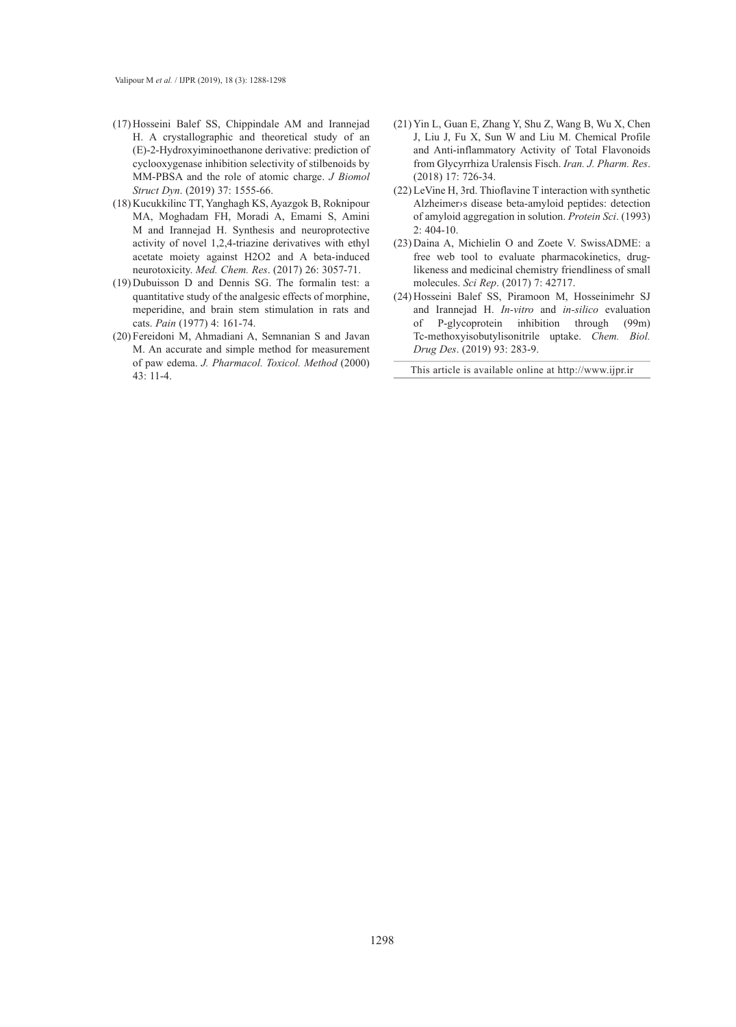(17) Hosseini Balef SS, Chippindale AM and Irannejad H. A crystallographic and theoretical study of an (E)-2-Hydroxyiminoethanone derivative: prediction of cyclooxygenase inhibition selectivity of stilbenoids by MM-PBSA and the role of atomic charge. *J Biomol Struct Dyn*. (2019) 37: 1555-66.

(18) Kucukkilinc TT, Yanghagh KS, Ayazgok B, Roknipour MA, Moghadam FH, Moradi A, Emami S, Amini M and Irannejad H. Synthesis and neuroprotective activity of novel 1,2,4-triazine derivatives with ethyl acetate moiety against H2O2 and A beta-induced neurotoxicity. *Med. Chem. Res*. (2017) 26: 3057-71.

(19) Dubuisson D and Dennis SG. The formalin test: a quantitative study of the analgesic effects of morphine, meperidine, and brain stem stimulation in rats and cats. *Pain* (1977) 4: 161-74.

(20) Fereidoni M, Ahmadiani A, Semnanian S and Javan M. An accurate and simple method for measurement of paw edema. *J. Pharmacol. Toxicol. Method* (2000) 43: 11-4.

(21) Yin L, Guan E, Zhang Y, Shu Z, Wang B, Wu X, Chen J, Liu J, Fu X, Sun W and Liu M. Chemical Profile and Anti-inflammatory Activity of Total Flavonoids from Glycyrrhiza Uralensis Fisch. *Iran. J. Pharm. Res*. (2018) 17: 726-34.

(22) LeVine H, 3rd. Thioflavine T interaction with synthetic Alzheimer›s disease beta-amyloid peptides: detection of amyloid aggregation in solution. *Protein Sci*. (1993) 2: 404-10.

(23) Daina A, Michielin O and Zoete V. SwissADME: a free web tool to evaluate pharmacokinetics, drug-likeness and medicinal chemistry friendliness of small molecules. *Sci Rep*. (2017) 7: 42717.

(24) Hosseini Balef SS, Piramoon M, Hosseinimehr SJ and Irannejad H. *In-vitro* and *in-silico* evaluation of P-glycoprotein inhibition through (99m) Tc-methoxyisobutylisonitrile uptake. *Chem. Biol. Drug Des*. (2019) 93: 283-9.

This article is available online at http://www.ijpr.ir